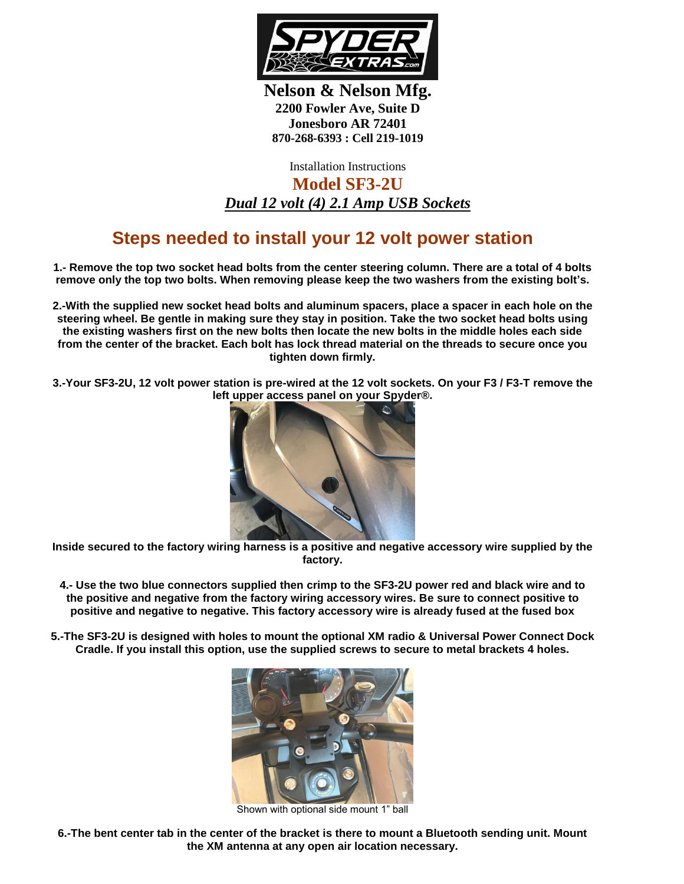**Nelson & Nelson Mfg.**
**2200 Fowler Ave, Suite D**
**Jonesboro AR 72401**
**870-268-6393 : Cell 219-1019**

Installation Instructions

**Model SF3-2U**

***Dual 12 volt (4) 2.1 Amp USB Sockets***

## Steps needed to install your 12 volt power station

**1.- Remove the top two socket head bolts from the center steering column. There are a total of 4 bolts remove only the top two bolts. When removing please keep the two washers from the existing bolt's.**

**2.-With the supplied new socket head bolts and aluminum spacers, place a spacer in each hole on the steering wheel. Be gentle in making sure they stay in position. Take the two socket head bolts using the existing washers first on the new bolts then locate the new bolts in the middle holes each side from the center of the bracket. Each bolt has lock thread material on the threads to secure once you tighten down firmly.**

**3.-Your SF3-2U, 12 volt power station is pre-wired at the 12 volt sockets. On your F3 / F3-T remove the left upper access panel on your Spyder®.**

**Inside secured to the factory wiring harness is a positive and negative accessory wire supplied by the factory.**

**4.- Use the two blue connectors supplied then crimp to the SF3-2U power red and black wire and to the positive and negative from the factory wiring accessory wires. Be sure to connect positive to positive and negative to negative. This factory accessory wire is already fused at the fused box**

**5.-The SF3-2U is designed with holes to mount the optional XM radio & Universal Power Connect Dock Cradle. If you install this option, use the supplied screws to secure to metal brackets 4 holes.**

Shown with optional side mount 1" ball

**6.-The bent center tab in the center of the bracket is there to mount a Bluetooth sending unit. Mount the XM antenna at any open air location necessary.**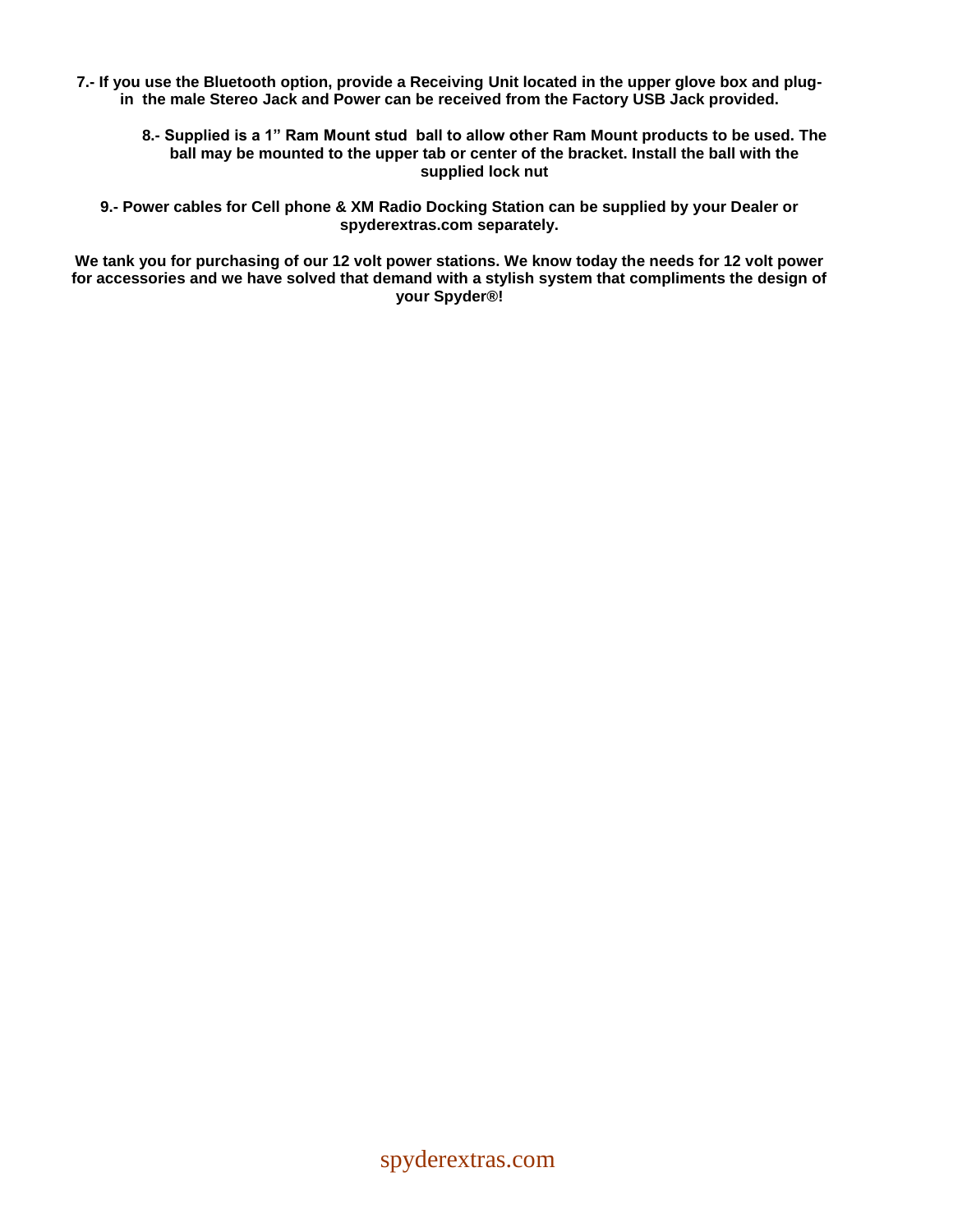**7.- If you use the Bluetooth option, provide a Receiving Unit located in the upper glove box and plug-in the male Stereo Jack and Power can be received from the Factory USB Jack provided.**

**8.- Supplied is a 1" Ram Mount stud ball to allow other Ram Mount products to be used. The ball may be mounted to the upper tab or center of the bracket. Install the ball with the supplied lock nut**

**9.- Power cables for Cell phone & XM Radio Docking Station can be supplied by your Dealer or spyderextras.com separately.**

**We tank you for purchasing of our 12 volt power stations. We know today the needs for 12 volt power for accessories and we have solved that demand with a stylish system that compliments the design of your Spyder®!**